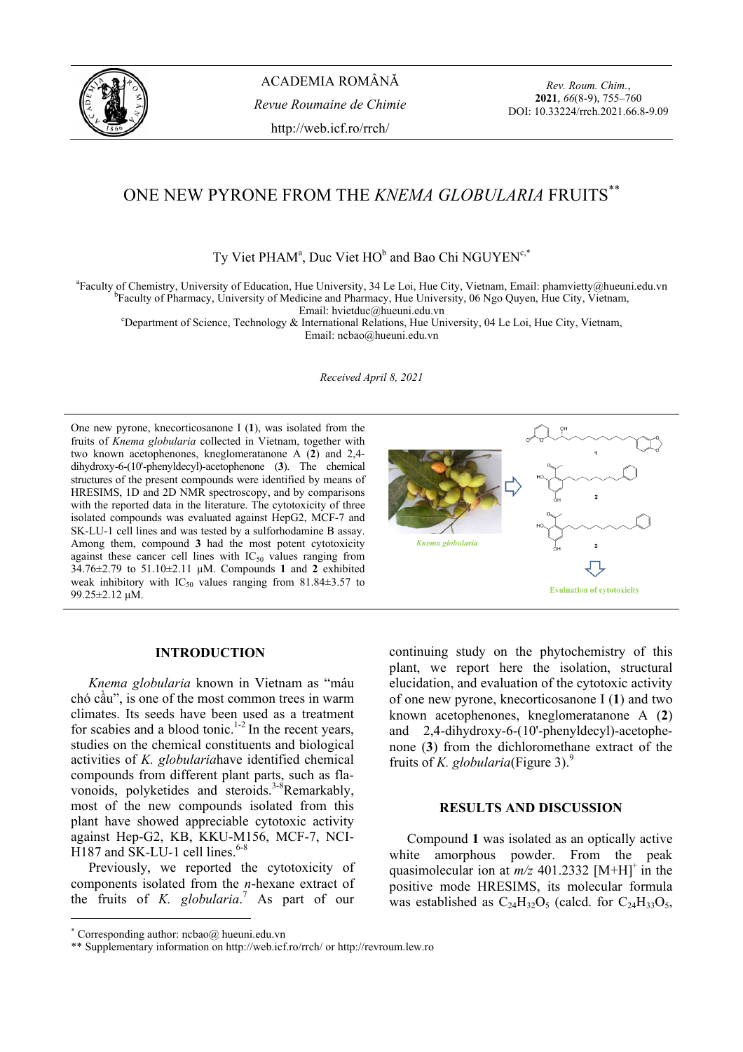# ONE NEW PYRONE FROM THE *KNEMA GLOBULARIA* FRUITS**

Ty Viet PHAM[a], Duc Viet HO[b] and Bao Chi NGUYEN[c,*]

[a]Faculty of Chemistry, University of Education, Hue University, 34 Le Loi, Hue City, Vietnam, Email: phamvietty@hueuni.edu.vn
[b]Faculty of Pharmacy, University of Medicine and Pharmacy, Hue University, 06 Ngo Quyen, Hue City, Vietnam, Email: hvietduc@hueuni.edu.vn
[c]Department of Science, Technology & International Relations, Hue University, 04 Le Loi, Hue City, Vietnam, Email: ncbao@hueuni.edu.vn

*Received April 8, 2021*

One new pyrone, knecorticosanone I (**1**), was isolated from the fruits of *Knema globularia* collected in Vietnam, together with two known acetophenones, kneglomeratanone A (**2**) and 2,4-dihydroxy-6-(10'-phenyldecyl)-acetophenone (**3**). The chemical structures of the present compounds were identified by means of HRESIMS, 1D and 2D NMR spectroscopy, and by comparisons with the reported data in the literature. The cytotoxicity of three isolated compounds was evaluated against HepG2, MCF-7 and SK-LU-1 cell lines and was tested by a sulforhodamine B assay. Among them, compound **3** had the most potent cytotoxicity against these cancer cell lines with $IC_{50}$ values ranging from 34.76±2.79 to 51.10±2.11 μM. Compounds **1** and **2** exhibited weak inhibitory with $IC_{50}$ values ranging from 81.84±3.57 to 99.25±2.12 μM.

## INTRODUCTION

*Knema globularia* known in Vietnam as "máu chó cầu", is one of the most common trees in warm climates. Its seeds have been used as a treatment for scabies and a blood tonic.[1-2] In the recent years, studies on the chemical constituents and biological activities of *K. globularia*have identified chemical compounds from different plant parts, such as flavonoids, polyketides and steroids.[3-8]Remarkably, most of the new compounds isolated from this plant have showed appreciable cytotoxic activity against Hep-G2, KB, KKU-M156, MCF-7, NCI-H187 and SK-LU-1 cell lines.[6-8]

Previously, we reported the cytotoxicity of components isolated from the *n*-hexane extract of the fruits of *K. globularia*.[7] As part of our continuing study on the phytochemistry of this plant, we report here the isolation, structural elucidation, and evaluation of the cytotoxic activity of one new pyrone, knecorticosanone I (**1**) and two known acetophenones, kneglomeratanone A (**2**) and 2,4-dihydroxy-6-(10'-phenyldecyl)-acetophenone (**3**) from the dichloromethane extract of the fruits of *K. globularia*(Figure 3).[9]

## RESULTS AND DISCUSSION

Compound **1** was isolated as an optically active white amorphous powder. From the peak quasimolecular ion at *m/z* 401.2332 $[M+H]^+$ in the positive mode HRESIMS, its molecular formula was established as $C_{24}H_{32}O_5$ (calcd. for $C_{24}H_{33}O_5$,

[*] Corresponding author: ncbao@ hueuni.edu.vn
** Supplementary information on http://web.icf.ro/rrch/ or http://revroum.lew.ro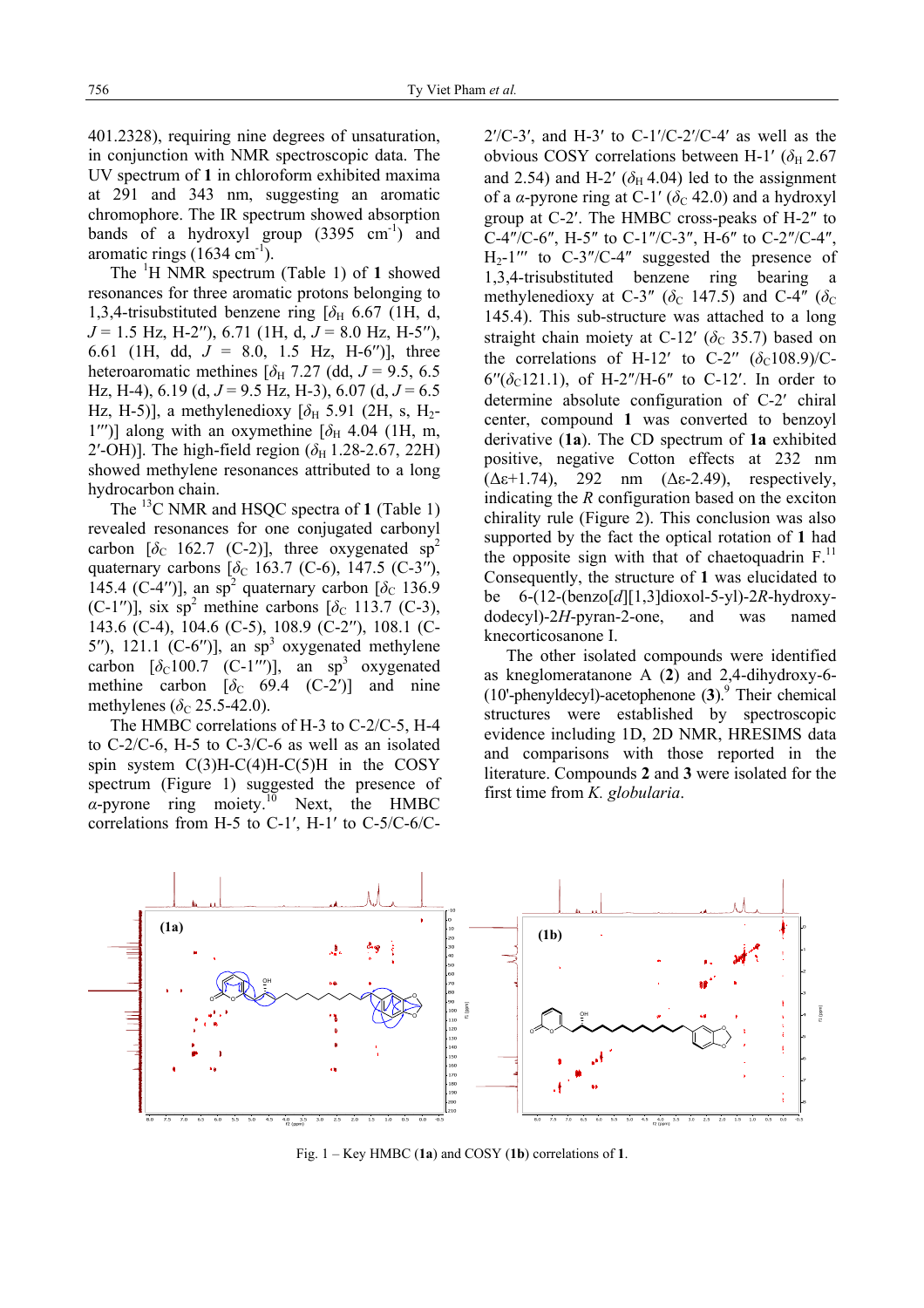401.2328), requiring nine degrees of unsaturation, in conjunction with NMR spectroscopic data. The UV spectrum of **1** in chloroform exhibited maxima at 291 and 343 nm, suggesting an aromatic chromophore. The IR spectrum showed absorption bands of a hydroxyl group (3395 $cm^{-1}$) and aromatic rings (1634 $cm^{-1}$).

The $^{1}H$ NMR spectrum (Table 1) of **1** showed resonances for three aromatic protons belonging to 1,3,4-trisubstituted benzene ring [$\delta_H$ 6.67 (1H, d, $J$ = 1.5 Hz, H-2″), 6.71 (1H, d, $J$ = 8.0 Hz, H-5″), 6.61 (1H, dd, $J$ = 8.0, 1.5 Hz, H-6″)], three heteroaromatic methines [$\delta_H$ 7.27 (dd, $J$ = 9.5, 6.5 Hz, H-4), 6.19 (d, $J$ = 9.5 Hz, H-3), 6.07 (d, $J$ = 6.5 Hz, H-5)], a methylenedioxy [$\delta_H$ 5.91 (2H, s, $H_2$-1‴)] along with an oxymethine [$\delta_H$ 4.04 (1H, m, 2′-OH)]. The high-field region ($\delta_H$ 1.28-2.67, 22H) showed methylene resonances attributed to a long hydrocarbon chain.

The $^{13}C$ NMR and HSQC spectra of **1** (Table 1) revealed resonances for one conjugated carbonyl carbon [$\delta_C$ 162.7 (C-2)], three oxygenated $sp^2$ quaternary carbons [$\delta_C$ 163.7 (C-6), 147.5 (C-3″), 145.4 (C-4″)], an $sp^2$ quaternary carbon [$\delta_C$ 136.9 (C-1″)], six $sp^2$ methine carbons [$\delta_C$ 113.7 (C-3), 143.6 (C-4), 104.6 (C-5), 108.9 (C-2″), 108.1 (C-5″), 121.1 (C-6″)], an $sp^3$ oxygenated methylene carbon [$\delta_C$100.7 (C-1‴)], an $sp^3$ oxygenated methine carbon [$\delta_C$ 69.4 (C-2′)] and nine methylenes ($\delta_C$ 25.5-42.0).

The HMBC correlations of H-3 to C-2/C-5, H-4 to C-2/C-6, H-5 to C-3/C-6 as well as an isolated spin system C(3)H-C(4)H-C(5)H in the COSY spectrum (Figure 1) suggested the presence of $\alpha$-pyrone ring moiety.[10] Next, the HMBC correlations from H-5 to C-1′, H-1′ to C-5/C-6/C-2′/C-3′, and H-3′ to C-1′/C-2′/C-4′ as well as the obvious COSY correlations between H-1′ ($\delta_H$ 2.67 and 2.54) and H-2′ ($\delta_H$ 4.04) led to the assignment of a $\alpha$-pyrone ring at C-1′ ($\delta_C$ 42.0) and a hydroxyl group at C-2′. The HMBC cross-peaks of H-2″ to C-4″/C-6″, H-5″ to C-1″/C-3″, H-6″ to C-2″/C-4″, $H_2$-1‴ to C-3″/C-4″ suggested the presence of 1,3,4-trisubstituted benzene ring bearing a methylenedioxy at C-3″ ($\delta_C$ 147.5) and C-4″ ($\delta_C$ 145.4). This sub-structure was attached to a long straight chain moiety at C-12′ ($\delta_C$ 35.7) based on the correlations of H-12′ to C-2″ ($\delta_C$108.9)/C-6″($\delta_C$121.1), of H-2″/H-6″ to C-12′. In order to determine absolute configuration of C-2′ chiral center, compound **1** was converted to benzoyl derivative (**1a**). The CD spectrum of **1a** exhibited positive, negative Cotton effects at 232 nm (Δε+1.74), 292 nm (Δε-2.49), respectively, indicating the $R$ configuration based on the exciton chirality rule (Figure 2). This conclusion was also supported by the fact the optical rotation of **1** had the opposite sign with that of chaetoquadrin F.[11] Consequently, the structure of **1** was elucidated to be 6-(12-(benzo[$d$][1,3]dioxol-5-yl)-2$R$-hydroxy-dodecyl)-2$H$-pyran-2-one, and was named knecorticosanone I.

The other isolated compounds were identified as knglomeratanone A (**2**) and 2,4-dihydroxy-6-(10'-phenyldecyl)-acetophenone (**3**).[9] Their chemical structures were established by spectroscopic evidence including 1D, 2D NMR, HRESIMS data and comparisons with those reported in the literature. Compounds **2** and **3** were isolated for the first time from *K. globularia*.

Fig. 1 – Key HMBC (**1a**) and COSY (**1b**) correlations of **1**.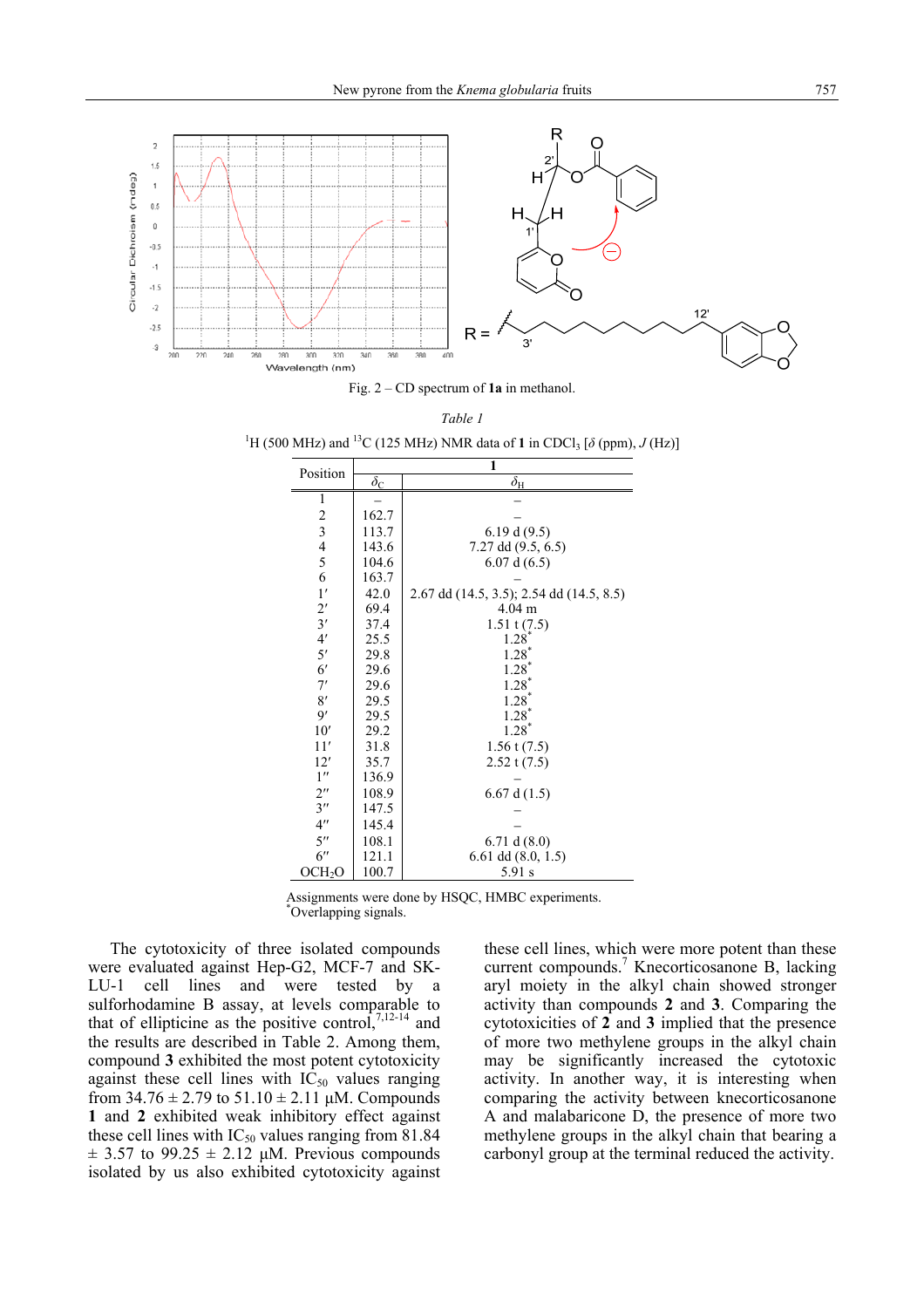Fig. 2 – CD spectrum of **1a** in methanol.

*Table 1*

$^{1}H$ (500 MHz) and $^{13}C$ (125 MHz) NMR data of **1** in $CDCl_3$ [$\delta$ (ppm), $J$ (Hz)]

| Position | **1** | |
|---|---|---|
| | $\delta_C$ | $\delta_H$ |
| 1 | – | – |
| 2 | 162.7 | – |
| 3 | 113.7 | 6.19 d (9.5) |
| 4 | 143.6 | 7.27 dd (9.5, 6.5) |
| 5 | 104.6 | 6.07 d (6.5) |
| 6 | 163.7 | – |
| 1′ | 42.0 | 2.67 dd (14.5, 3.5); 2.54 dd (14.5, 8.5) |
| 2′ | 69.4 | 4.04 m |
| 3′ | 37.4 | 1.51 t (7.5) |
| 4′ | 25.5 | 1.28* |
| 5′ | 29.8 | 1.28* |
| 6′ | 29.6 | 1.28* |
| 7′ | 29.6 | 1.28* |
| 8′ | 29.5 | 1.28* |
| 9′ | 29.5 | 1.28* |
| 10′ | 29.2 | 1.28* |
| 11′ | 31.8 | 1.56 t (7.5) |
| 12′ | 35.7 | 2.52 t (7.5) |
| 1″ | 136.9 | – |
| 2″ | 108.9 | 6.67 d (1.5) |
| 3″ | 147.5 | – |
| 4″ | 145.4 | – |
| 5″ | 108.1 | 6.71 d (8.0) |
| 6″ | 121.1 | 6.61 dd (8.0, 1.5) |
| $OCH_2O$ | 100.7 | 5.91 s |

Assignments were done by HSQC, HMBC experiments.
*Overlapping signals.

The cytotoxicity of three isolated compounds were evaluated against Hep-G2, MCF-7 and SK-LU-1 cell lines and were tested by a sulforhodamine B assay, at levels comparable to that of ellipticine as the positive control,[7,12-14] and the results are described in Table 2. Among them, compound **3** exhibited the most potent cytotoxicity against these cell lines with $IC_{50}$ values ranging from 34.76 ± 2.79 to 51.10 ± 2.11 µM. Compounds **1** and **2** exhibited weak inhibitory effect against these cell lines with $IC_{50}$ values ranging from 81.84 ± 3.57 to 99.25 ± 2.12 µM. Previous compounds isolated by us also exhibited cytotoxicity against these cell lines, which were more potent than these current compounds.[7] Knecorticosanone B, lacking aryl moiety in the alkyl chain showed stronger activity than compounds **2** and **3**. Comparing the cytotoxicities of **2** and **3** implied that the presence of more two methylene groups in the alkyl chain may be significantly increased the cytotoxic activity. In another way, it is interesting when comparing the activity between knecorticosanone A and malabaricone D, the presence of more two methylene groups in the alkyl chain that bearing a carbonyl group at the terminal reduced the activity.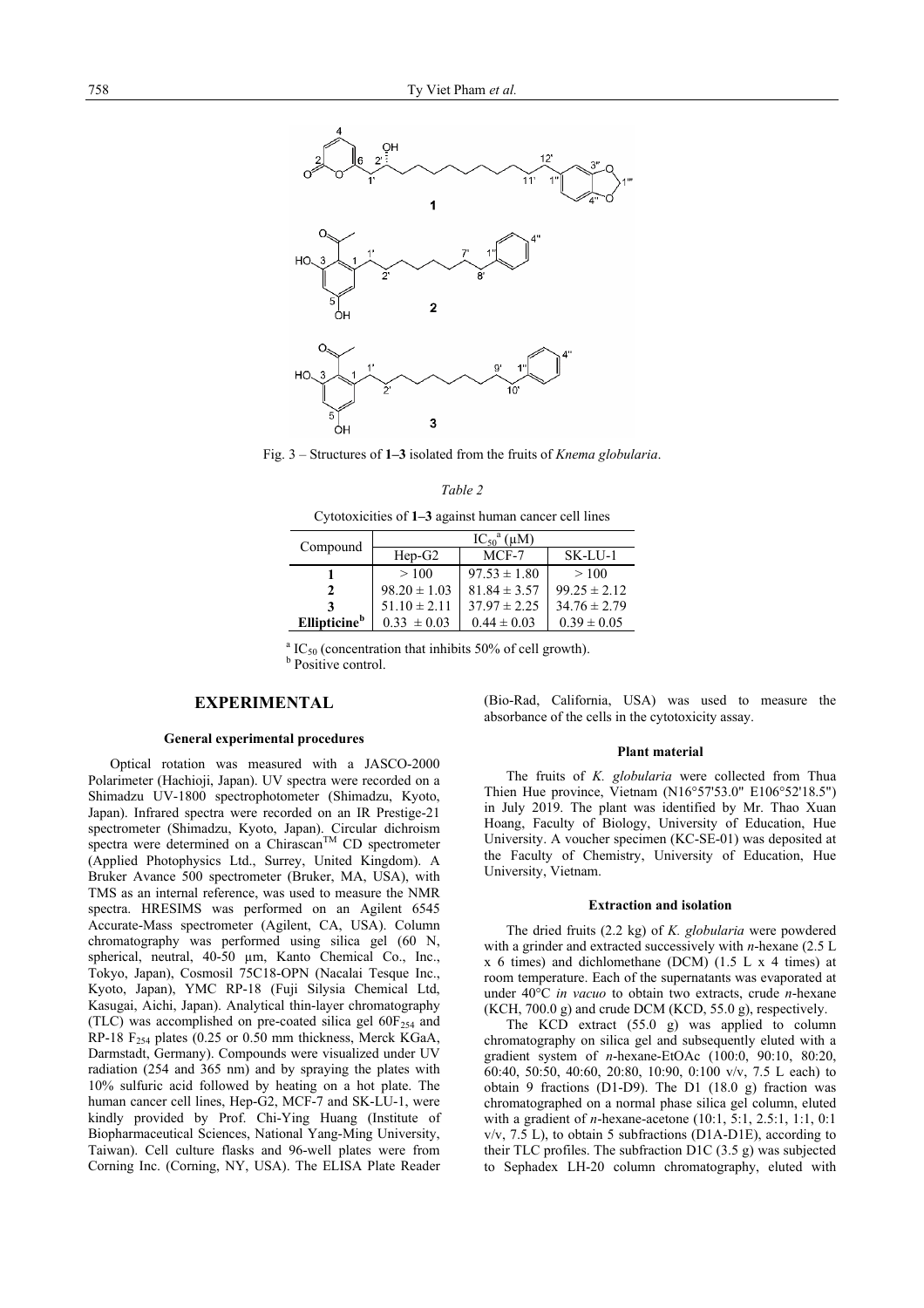Fig. 3 – Structures of **1–3** isolated from the fruits of *Knema globularia*.

*Table 2*

Cytotoxicities of **1–3** against human cancer cell lines

| Compound | $IC_{50}$[a] (μM) | | |
|---|---|---|---|
| | Hep-G2 | MCF-7 | SK-LU-1 |
| **1** | > 100 | 97.53 ± 1.80 | > 100 |
| **2** | 98.20 ± 1.03 | 81.84 ± 3.57 | 99.25 ± 2.12 |
| **3** | 51.10 ± 2.11 | 37.97 ± 2.25 | 34.76 ± 2.79 |
| **Ellipticine**[b] | 0.33 ± 0.03 | 0.44 ± 0.03 | 0.39 ± 0.05 |

[a] $IC_{50}$ (concentration that inhibits 50% of cell growth).
[b] Positive control.

## EXPERIMENTAL

### General experimental procedures

Optical rotation was measured with a JASCO-2000 Polarimeter (Hachioji, Japan). UV spectra were recorded on a Shimadzu UV-1800 spectrophotometer (Shimadzu, Kyoto, Japan). Infrared spectra were recorded on an IR Prestige-21 spectrometer (Shimadzu, Kyoto, Japan). Circular dichroism spectra were determined on a Chirascan™ CD spectrometer (Applied Photophysics Ltd., Surrey, United Kingdom). A Bruker Avance 500 spectrometer (Bruker, MA, USA), with TMS as an internal reference, was used to measure the NMR spectra. HRESIMS was performed on an Agilent 6545 Accurate-Mass spectrometer (Agilent, CA, USA). Column chromatography was performed using silica gel (60 N, spherical, neutral, 40-50 μm, Kanto Chemical Co., Inc., Tokyo, Japan), Cosmosil 75C18-OPN (Nacalai Tesque Inc., Kyoto, Japan), YMC RP-18 (Fuji Silysia Chemical Ltd, Kasugai, Aichi, Japan). Analytical thin-layer chromatography (TLC) was accomplished on pre-coated silica gel $60F_{254}$ and RP-18 $F_{254}$ plates (0.25 or 0.50 mm thickness, Merck KGaA, Darmstadt, Germany). Compounds were visualized under UV radiation (254 and 365 nm) and by spraying the plates with 10% sulfuric acid followed by heating on a hot plate. The human cancer cell lines, Hep-G2, MCF-7 and SK-LU-1, were kindly provided by Prof. Chi-Ying Huang (Institute of Biopharmaceutical Sciences, National Yang-Ming University, Taiwan). Cell culture flasks and 96-well plates were from Corning Inc. (Corning, NY, USA). The ELISA Plate Reader (Bio-Rad, California, USA) was used to measure the absorbance of the cells in the cytotoxicity assay.

### Plant material

The fruits of *K. globularia* were collected from Thua Thien Hue province, Vietnam (N16°57'53.0" E106°52'18.5") in July 2019. The plant was identified by Mr. Thao Xuan Hoang, Faculty of Biology, University of Education, Hue University. A voucher specimen (KC-SE-01) was deposited at the Faculty of Chemistry, University of Education, Hue University, Vietnam.

### Extraction and isolation

The dried fruits (2.2 kg) of *K. globularia* were powdered with a grinder and extracted successively with *n*-hexane (2.5 L x 6 times) and dichlomethane (DCM) (1.5 L x 4 times) at room temperature. Each of the supernatants was evaporated at under 40°C *in vacuo* to obtain two extracts, crude *n*-hexane (KCH, 700.0 g) and crude DCM (KCD, 55.0 g), respectively.

The KCD extract (55.0 g) was applied to column chromatography on silica gel and subsequently eluted with a gradient system of *n*-hexane-EtOAc (100:0, 90:10, 80:20, 60:40, 50:50, 40:60, 20:80, 10:90, 0:100 v/v, 7.5 L each) to obtain 9 fractions (D1-D9). The D1 (18.0 g) fraction was chromatographed on a normal phase silica gel column, eluted with a gradient of *n*-hexane-acetone (10:1, 5:1, 2.5:1, 1:1, 0:1 v/v, 7.5 L), to obtain 5 subfractions (D1A-D1E), according to their TLC profiles. The subfraction D1C (3.5 g) was subjected to Sephadex LH-20 column chromatography, eluted with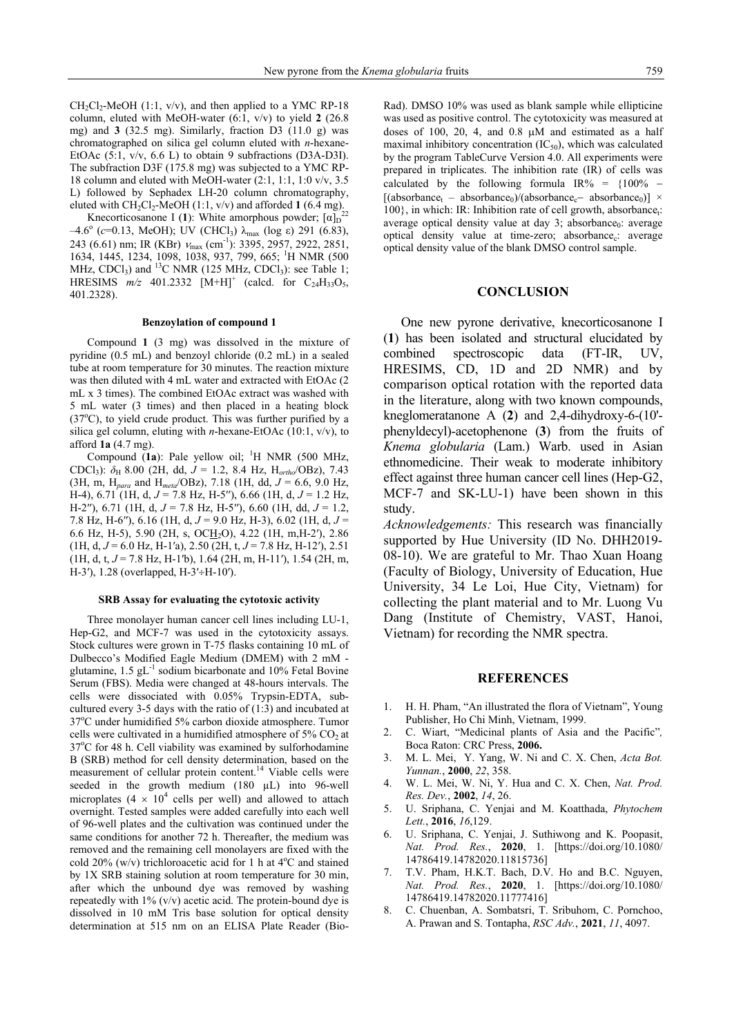$CH_2Cl_2$-MeOH (1:1, v/v), and then applied to a YMC RP-18 column, eluted with MeOH-water (6:1, v/v) to yield **2** (26.8 mg) and **3** (32.5 mg). Similarly, fraction D3 (11.0 g) was chromatographed on silica gel column eluted with *n*-hexane-EtOAc (5:1, v/v, 6.6 L) to obtain 9 subfractions (D3A-D3I). The subfraction D3F (175.8 mg) was subjected to a YMC RP-18 column and eluted with MeOH-water (2:1, 1:1, 1:0 v/v, 3.5 L) followed by Sephadex LH-20 column chromatography, eluted with $CH_2Cl_2$-MeOH (1:1, v/v) and afforded **1** (6.4 mg).

Knecorticosanone I (**1**): White amorphous powder; $[\alpha]_D^{22}$ –4.6$^o$ (*c*=0.13, MeOH); UV ($CHCl_3$) $\lambda_{max}$ (log ε) 291 (6.83), 243 (6.61) nm; IR (KBr) $\nu_{max}$ ($cm^{-1}$): 3395, 2957, 2922, 2851, 1634, 1445, 1234, 1098, 1038, 937, 799, 665; $^1$H NMR (500 MHz, $CDCl_3$) and $^{13}$C NMR (125 MHz, $CDCl_3$): see Table 1; HRESIMS *m/z* 401.2332 $[M+H]^+$ (calcd. for $C_{24}H_{33}O_5$, 401.2328).

### Benzoylation of compound 1

Compound **1** (3 mg) was dissolved in the mixture of pyridine (0.5 mL) and benzoyl chloride (0.2 mL) in a sealed tube at room temperature for 30 minutes. The reaction mixture was then diluted with 4 mL water and extracted with EtOAc (2 mL x 3 times). The combined EtOAc extract was washed with 5 mL water (3 times) and then placed in a heating block (37$^o$C), to yield crude product. This was further purified by a silica gel column, eluting with *n*-hexane-EtOAc (10:1, v/v), to afford **1a** (4.7 mg).

Compound (**1a**): Pale yellow oil; $^1$H NMR (500 MHz, $CDCl_3$): $\delta_H$ 8.00 (2H, dd, *J* = 1.2, 8.4 Hz, $H_{ortho}$/OBz), 7.43 (3H, m, $H_{para}$ and $H_{meta}$/OBz), 7.18 (1H, dd, *J* = 6.6, 9.0 Hz, H-4), 6.71 (1H, d, *J* = 7.8 Hz, H-5″), 6.66 (1H, d, *J* = 1.2 Hz, H-2″), 6.71 (1H, d, *J* = 7.8 Hz, H-5″), 6.60 (1H, dd, *J* = 1.2, 7.8 Hz, H-6″), 6.16 (1H, d, *J* = 9.0 Hz, H-3), 6.02 (1H, d, *J* = 6.6 Hz, H-5), 5.90 (2H, s, OC$\underline{H}_2$O), 4.22 (1H, m,H-2′), 2.86 (1H, d, *J* = 6.0 Hz, H-1′a), 2.50 (2H, t, *J* = 7.8 Hz, H-12′), 2.51 (1H, d, t, *J* = 7.8 Hz, H-1′b), 1.64 (2H, m, H-11′), 1.54 (2H, m, H-3′), 1.28 (overlapped, H-3′÷H-10′).

### SRB Assay for evaluating the cytotoxic activity

Three monolayer human cancer cell lines including LU-1, Hep-G2, and MCF-7 was used in the cytotoxicity assays. Stock cultures were grown in T-75 flasks containing 10 mL of Dulbecco's Modified Eagle Medium (DMEM) with 2 mM - glutamine, 1.5 $gL^{-1}$ sodium bicarbonate and 10% Fetal Bovine Serum (FBS). Media were changed at 48-hours intervals. The cells were dissociated with 0.05% Trypsin-EDTA, sub-cultured every 3-5 days with the ratio of (1:3) and incubated at 37$^o$C under humidified 5% carbon dioxide atmosphere. Tumor cells were cultivated in a humidified atmosphere of 5% $CO_2$ at 37$^o$C for 48 h. Cell viability was examined by sulforhodamine B (SRB) method for cell density determination, based on the measurement of cellular protein content.[14] Viable cells were seeded in the growth medium (180 µL) into 96-well microplates ($4 \times 10^4$ cells per well) and allowed to attach overnight. Tested samples were added carefully into each well of 96-well plates and the cultivation was continued under the same conditions for another 72 h. Thereafter, the medium was removed and the remaining cell monolayers are fixed with the cold 20% (w/v) trichloroacetic acid for 1 h at 4$^o$C and stained by 1X SRB staining solution at room temperature for 30 min, after which the unbound dye was removed by washing repeatedly with 1% (v/v) acetic acid. The protein-bound dye is dissolved in 10 mM Tris base solution for optical density determination at 515 nm on an ELISA Plate Reader (Bio-Rad). DMSO 10% was used as blank sample while ellipticine was used as positive control. The cytotoxicity was measured at doses of 100, 20, 4, and 0.8 µM and estimated as a half maximal inhibitory concentration ($IC_{50}$), which was calculated by the program TableCurve Version 4.0. All experiments were prepared in triplicates. The inhibition rate (IR) of cells was calculated by the following formula IR% = {100% − [($absorbance_t$ – $absorbance_0$)/($absorbance_c$– $absorbance_0$)] × 100}, in which: IR: Inhibition rate of cell growth, $absorbance_t$: average optical density value at day 3; $absorbance_0$: average optical density value at time-zero; $absorbance_c$: average optical density value of the blank DMSO control sample.

## CONCLUSION

One new pyrone derivative, knecorticosanone I (**1**) has been isolated and structural elucidated by combined spectroscopic data (FT-IR, UV, HRESIMS, CD, 1D and 2D NMR) and by comparison optical rotation with the reported data in the literature, along with two known compounds, kneglomeratanone A (**2**) and 2,4-dihydroxy-6-(10'-phenyldecyl)-acetophenone (**3**) from the fruits of *Knema globularia* (Lam.) Warb. used in Asian ethnomedicine. Their weak to moderate inhibitory effect against three human cancer cell lines (Hep-G2, MCF-7 and SK-LU-1) have been shown in this study.

*Acknowledgements:* This research was financially supported by Hue University (ID No. DHH2019-08-10). We are grateful to Mr. Thao Xuan Hoang (Faculty of Biology, University of Education, Hue University, 34 Le Loi, Hue City, Vietnam) for collecting the plant material and to Mr. Luong Vu Dang (Institute of Chemistry, VAST, Hanoi, Vietnam) for recording the NMR spectra.

## REFERENCES

1. H. H. Pham, "An illustrated the flora of Vietnam", Young Publisher, Ho Chi Minh, Vietnam, 1999.
2. C. Wiart, "Medicinal plants of Asia and the Pacific"*,* Boca Raton: CRC Press, **2006.**
3. M. L. Mei, Y. Yang, W. Ni and C. X. Chen, *Acta Bot. Yunnan.*, **2000**, *22*, 358.
4. W. L. Mei, W. Ni, Y. Hua and C. X. Chen, *Nat. Prod. Res. Dev.*, **2002**, *14*, 26.
5. U. Sriphana, C. Yenjai and M. Koatthada, *Phytochem Lett.*, **2016**, *16*,129.
6. U. Sriphana, C. Yenjai, J. Suthiwong and K. Poopasit, *Nat. Prod. Res.*, **2020**, 1. [https://doi.org/10.1080/14786419.14782020.11815736]
7. T.V. Pham, H.K.T. Bach, D.V. Ho and B.C. Nguyen, *Nat. Prod. Res.*, **2020**, 1. [https://doi.org/10.1080/14786419.14782020.11777416]
8. C. Chuenban, A. Sombatsri, T. Sribuhom, C. Pornchoo, A. Prawan and S. Tontapha, *RSC Adv.*, **2021**, *11*, 4097.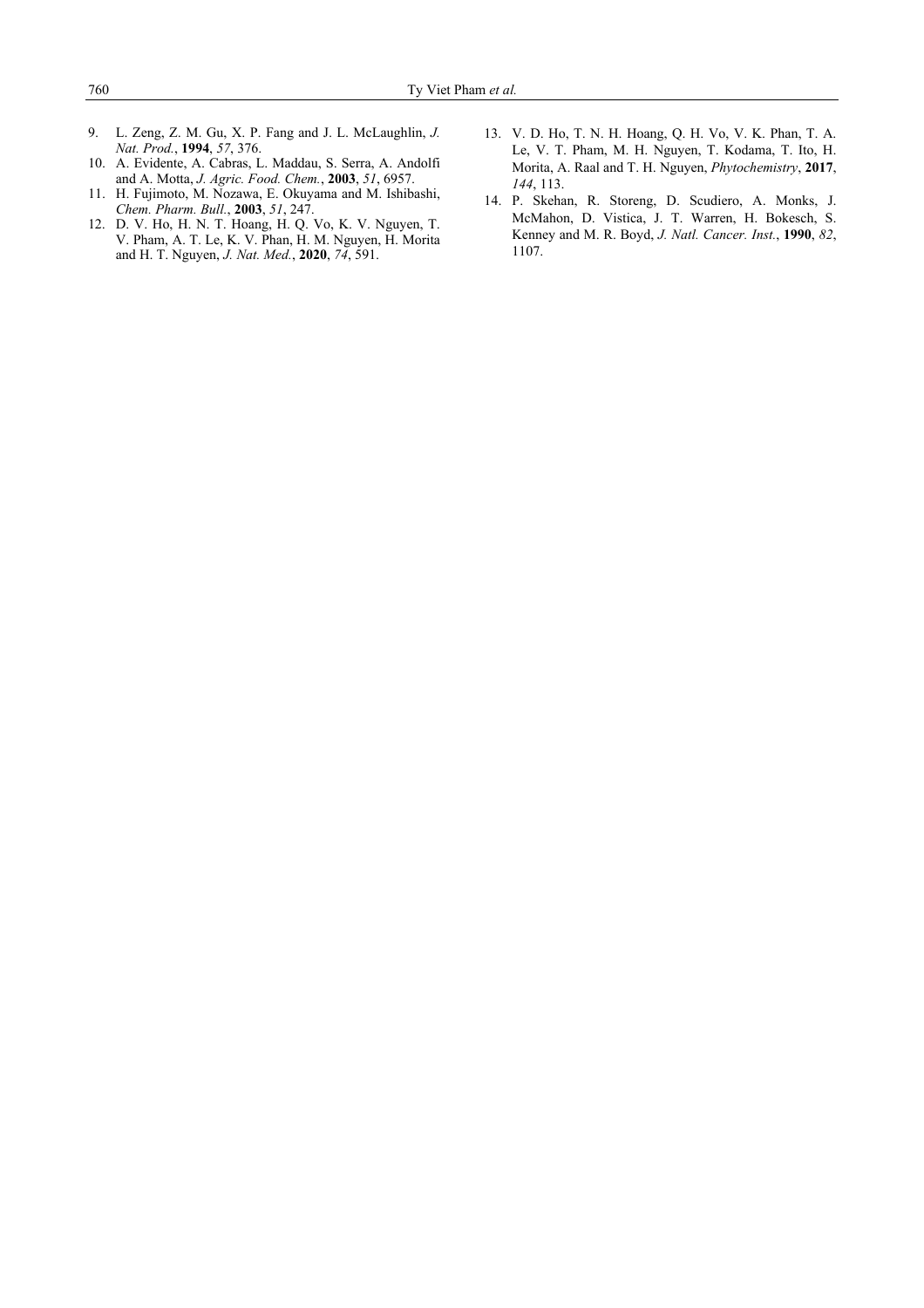9. L. Zeng, Z. M. Gu, X. P. Fang and J. L. McLaughlin, *J. Nat. Prod.*, **1994**, *57*, 376.
10. A. Evidente, A. Cabras, L. Maddau, S. Serra, A. Andolfi and A. Motta, *J. Agric. Food. Chem.*, **2003**, *51*, 6957.
11. H. Fujimoto, M. Nozawa, E. Okuyama and M. Ishibashi, *Chem. Pharm. Bull.*, **2003**, *51*, 247.
12. D. V. Ho, H. N. T. Hoang, H. Q. Vo, K. V. Nguyen, T. V. Pham, A. T. Le, K. V. Phan, H. M. Nguyen, H. Morita and H. T. Nguyen, *J. Nat. Med.*, **2020**, *74*, 591.
13. V. D. Ho, T. N. H. Hoang, Q. H. Vo, V. K. Phan, T. A. Le, V. T. Pham, M. H. Nguyen, T. Kodama, T. Ito, H. Morita, A. Raal and T. H. Nguyen, *Phytochemistry*, **2017**, *144*, 113.
14. P. Skehan, R. Storeng, D. Scudiero, A. Monks, J. McMahon, D. Vistica, J. T. Warren, H. Bokesch, S. Kenney and M. R. Boyd, *J. Natl. Cancer. Inst.*, **1990**, *82*, 1107.